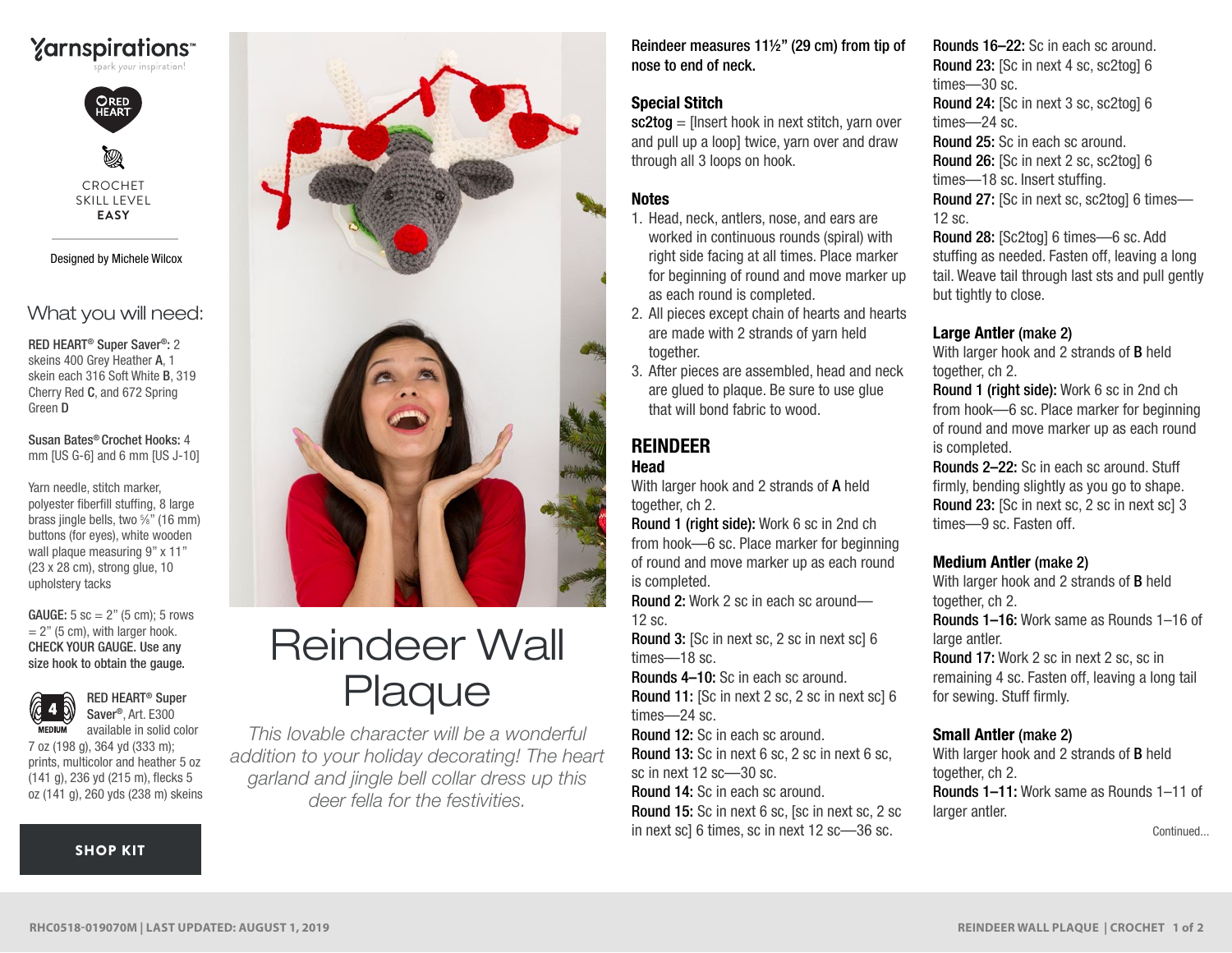Yarnspirations
spark your inspiration!

RED HEART

CROCHET SKILL LEVEL
**EASY**

Designed by Michele Wilcox

## What you will need:

**RED HEART® Super Saver®:** 2 skeins 400 Grey Heather **A**, 1 skein each 316 Soft White **B**, 319 Cherry Red **C**, and 672 Spring Green **D**

**Susan Bates® Crochet Hooks:** 4 mm [US G-6] and 6 mm [US J-10]

Yarn needle, stitch marker, polyester fiberfill stuffing, 8 large brass jingle bells, two ⅝" (16 mm) buttons (for eyes), white wooden wall plaque measuring 9" x 11" (23 x 28 cm), strong glue, 10 upholstery tacks

**GAUGE:** 5 sc = 2" (5 cm); 5 rows = 2" (5 cm), with larger hook. **CHECK YOUR GAUGE. Use any size hook to obtain the gauge.**

4 MEDIUM

**RED HEART® Super Saver®**, Art. E300 available in solid color 7 oz (198 g), 364 yd (333 m); prints, multicolor and heather 5 oz (141 g), 236 yd (215 m), flecks 5 oz (141 g), 260 yds (238 m) skeins

**SHOP KIT**

# Reindeer Wall Plaque

*This lovable character will be a wonderful addition to your holiday decorating! The heart garland and jingle bell collar dress up this deer fella for the festivities.*

**Reindeer measures 11½" (29 cm) from tip of nose to end of neck.**

### Special Stitch

**sc2tog** = [Insert hook in next stitch, yarn over and pull up a loop] twice, yarn over and draw through all 3 loops on hook.

### Notes

1. Head, neck, antlers, nose, and ears are worked in continuous rounds (spiral) with right side facing at all times. Place marker for beginning of round and move marker up as each round is completed.
2. All pieces except chain of hearts and hearts are made with 2 strands of yarn held together.
3. After pieces are assembled, head and neck are glued to plaque. Be sure to use glue that will bond fabric to wood.

## REINDEER

### Head

With larger hook and 2 strands of **A** held together, ch 2.

**Round 1 (right side):** Work 6 sc in 2nd ch from hook—6 sc. Place marker for beginning of round and move marker up as each round is completed.

**Round 2:** Work 2 sc in each sc around—12 sc.

**Round 3:** [Sc in next sc, 2 sc in next sc] 6 times—18 sc.

**Rounds 4–10:** Sc in each sc around.

**Round 11:** [Sc in next 2 sc, 2 sc in next sc] 6 times—24 sc.

**Round 12:** Sc in each sc around.

**Round 13:** Sc in next 6 sc, 2 sc in next 6 sc, sc in next 12 sc—30 sc.

**Round 14:** Sc in each sc around.

**Round 15:** Sc in next 6 sc, [sc in next sc, 2 sc in next sc] 6 times, sc in next 12 sc—36 sc.

**Rounds 16–22:** Sc in each sc around.

**Round 23:** [Sc in next 4 sc, sc2tog] 6 times—30 sc.

**Round 24:** [Sc in next 3 sc, sc2tog] 6 times—24 sc.

**Round 25:** Sc in each sc around.

**Round 26:** [Sc in next 2 sc, sc2tog] 6 times—18 sc. Insert stuffing.

**Round 27:** [Sc in next sc, sc2tog] 6 times—12 sc.

**Round 28:** [Sc2tog] 6 times—6 sc. Add stuffing as needed. Fasten off, leaving a long tail. Weave tail through last sts and pull gently but tightly to close.

### Large Antler (make 2)

With larger hook and 2 strands of **B** held together, ch 2.

**Round 1 (right side):** Work 6 sc in 2nd ch from hook—6 sc. Place marker for beginning of round and move marker up as each round is completed.

**Rounds 2–22:** Sc in each sc around. Stuff firmly, bending slightly as you go to shape.

**Round 23:** [Sc in next sc, 2 sc in next sc] 3 times—9 sc. Fasten off.

### Medium Antler (make 2)

With larger hook and 2 strands of **B** held together, ch 2.

**Rounds 1–16:** Work same as Rounds 1–16 of large antler.

**Round 17:** Work 2 sc in next 2 sc, sc in remaining 4 sc. Fasten off, leaving a long tail for sewing. Stuff firmly.

### Small Antler (make 2)

With larger hook and 2 strands of **B** held together, ch 2.

**Rounds 1–11:** Work same as Rounds 1–11 of larger antler.

Continued...

RHC0518-019070M | LAST UPDATED: AUGUST 1, 2019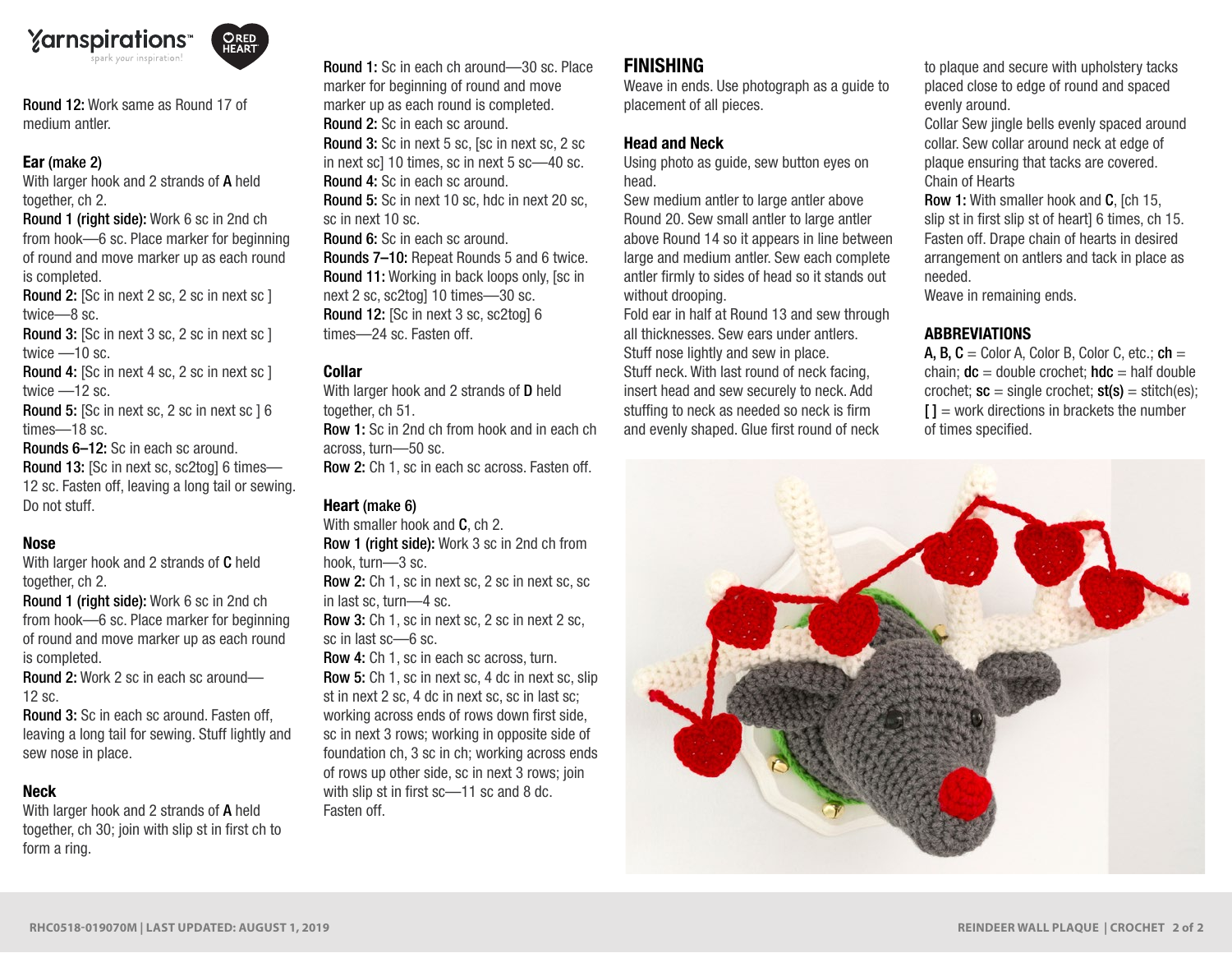**Round 12:** Work same as Round 17 of medium antler.

**Ear** (make 2)

With larger hook and 2 strands of **A** held together, ch 2.

**Round 1 (right side):** Work 6 sc in 2nd ch from hook—6 sc. Place marker for beginning of round and move marker up as each round is completed.

**Round 2:** [Sc in next 2 sc, 2 sc in next sc ] twice—8 sc.

**Round 3:** [Sc in next 3 sc, 2 sc in next sc ] twice —10 sc.

**Round 4:** [Sc in next 4 sc, 2 sc in next sc ] twice —12 sc.

**Round 5:** [Sc in next sc, 2 sc in next sc ] 6 times—18 sc.

**Rounds 6–12:** Sc in each sc around.

**Round 13:** [Sc in next sc, sc2tog] 6 times—12 sc. Fasten off, leaving a long tail or sewing. Do not stuff.

**Nose**

With larger hook and 2 strands of **C** held together, ch 2.

**Round 1 (right side):** Work 6 sc in 2nd ch from hook—6 sc. Place marker for beginning of round and move marker up as each round is completed.

**Round 2:** Work 2 sc in each sc around—12 sc.

**Round 3:** Sc in each sc around. Fasten off, leaving a long tail for sewing. Stuff lightly and sew nose in place.

**Neck**

With larger hook and 2 strands of **A** held together, ch 30; join with slip st in first ch to form a ring.

**Round 1:** Sc in each ch around—30 sc. Place marker for beginning of round and move marker up as each round is completed.

**Round 2:** Sc in each sc around.

**Round 3:** Sc in next 5 sc, [sc in next sc, 2 sc in next sc] 10 times, sc in next 5 sc—40 sc.

**Round 4:** Sc in each sc around.

**Round 5:** Sc in next 10 sc, hdc in next 20 sc, sc in next 10 sc.

**Round 6:** Sc in each sc around.

**Rounds 7–10:** Repeat Rounds 5 and 6 twice.

**Round 11:** Working in back loops only, [sc in next 2 sc, sc2tog] 10 times—30 sc.

**Round 12:** [Sc in next 3 sc, sc2tog] 6 times—24 sc. Fasten off.

**Collar**

With larger hook and 2 strands of **D** held together, ch 51.

**Row 1:** Sc in 2nd ch from hook and in each ch across, turn—50 sc.

**Row 2:** Ch 1, sc in each sc across. Fasten off.

**Heart** (make 6)

With smaller hook and **C**, ch 2.

**Row 1 (right side):** Work 3 sc in 2nd ch from hook, turn—3 sc.

**Row 2:** Ch 1, sc in next sc, 2 sc in next sc, sc in last sc, turn—4 sc.

**Row 3:** Ch 1, sc in next sc, 2 sc in next 2 sc, sc in last sc—6 sc.

**Row 4:** Ch 1, sc in each sc across, turn.

**Row 5:** Ch 1, sc in next sc, 4 dc in next sc, slip st in next 2 sc, 4 dc in next sc, sc in last sc; working across ends of rows down first side, sc in next 3 rows; working in opposite side of foundation ch, 3 sc in ch; working across ends of rows up other side, sc in next 3 rows; join with slip st in first sc—11 sc and 8 dc. Fasten off.

## FINISHING

Weave in ends. Use photograph as a guide to placement of all pieces.

**Head and Neck**

Using photo as guide, sew button eyes on head.

Sew medium antler to large antler above Round 20. Sew small antler to large antler above Round 14 so it appears in line between large and medium antler. Sew each complete antler firmly to sides of head so it stands out without drooping.

Fold ear in half at Round 13 and sew through all thicknesses. Sew ears under antlers.

Stuff nose lightly and sew in place.

Stuff neck. With last round of neck facing, insert head and sew securely to neck. Add stuffing to neck as needed so neck is firm and evenly shaped. Glue first round of neck to plaque and secure with upholstery tacks placed close to edge of round and spaced evenly around.

Collar Sew jingle bells evenly spaced around collar. Sew collar around neck at edge of plaque ensuring that tacks are covered.

Chain of Hearts

**Row 1:** With smaller hook and **C**, [ch 15, slip st in first slip st of heart] 6 times, ch 15. Fasten off. Drape chain of hearts in desired arrangement on antlers and tack in place as needed.

Weave in remaining ends.

**ABBREVIATIONS**

**A, B, C** = Color A, Color B, Color C, etc.; **ch** = chain; **dc** = double crochet; **hdc** = half double crochet; **sc** = single crochet; **st(s)** = stitch(es); **[ ]** = work directions in brackets the number of times specified.

RHC0518-019070M | LAST UPDATED: AUGUST 1, 2019